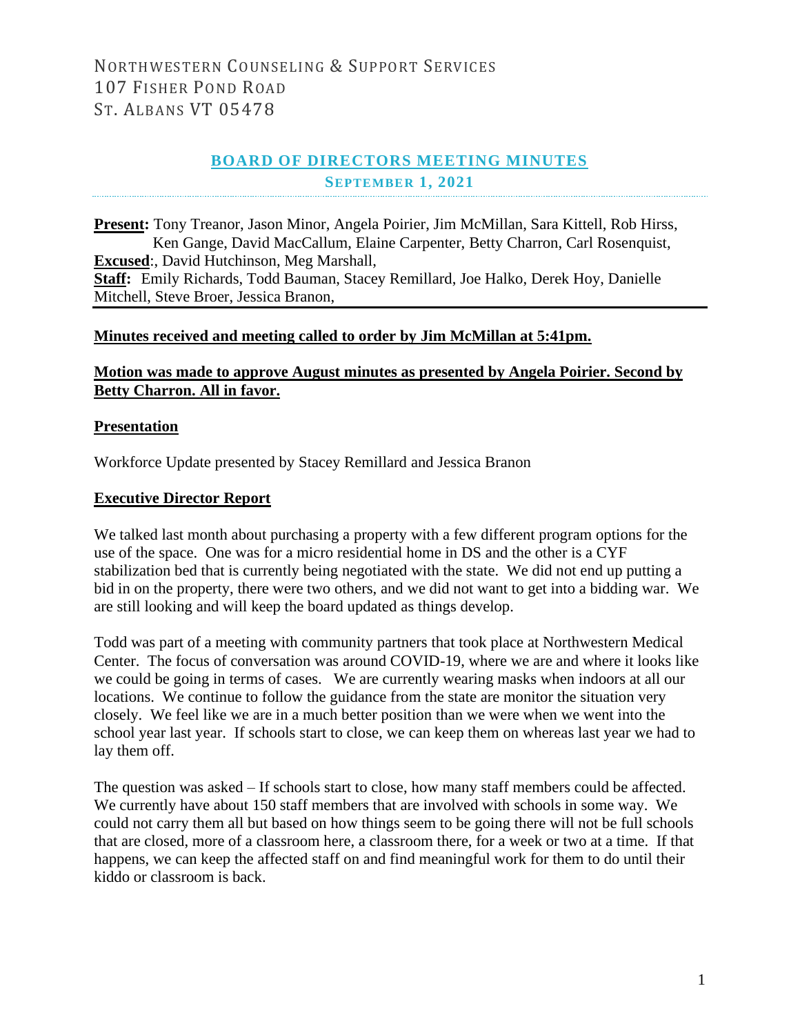NORTHWESTERN COUNSELING & SUPPORT SERVICES
107 FISHER POND ROAD
ST. ALBANS VT 05478

# BOARD OF DIRECTORS MEETING MINUTES

## SEPTEMBER 1, 2021

**Present:** Tony Treanor, Jason Minor, Angela Poirier, Jim McMillan, Sara Kittell, Rob Hirss, Ken Gange, David MacCallum, Elaine Carpenter, Betty Charron, Carl Rosenquist,
**Excused**:, David Hutchinson, Meg Marshall,
**Staff:** Emily Richards, Todd Bauman, Stacey Remillard, Joe Halko, Derek Hoy, Danielle Mitchell, Steve Broer, Jessica Branon,

**Minutes received and meeting called to order by Jim McMillan at 5:41pm.**

**Motion was made to approve August minutes as presented by Angela Poirier. Second by Betty Charron. All in favor.**

**Presentation**

Workforce Update presented by Stacey Remillard and Jessica Branon

**Executive Director Report**

We talked last month about purchasing a property with a few different program options for the use of the space. One was for a micro residential home in DS and the other is a CYF stabilization bed that is currently being negotiated with the state. We did not end up putting a bid in on the property, there were two others, and we did not want to get into a bidding war. We are still looking and will keep the board updated as things develop.

Todd was part of a meeting with community partners that took place at Northwestern Medical Center. The focus of conversation was around COVID-19, where we are and where it looks like we could be going in terms of cases. We are currently wearing masks when indoors at all our locations. We continue to follow the guidance from the state are monitor the situation very closely. We feel like we are in a much better position than we were when we went into the school year last year. If schools start to close, we can keep them on whereas last year we had to lay them off.

The question was asked – If schools start to close, how many staff members could be affected. We currently have about 150 staff members that are involved with schools in some way. We could not carry them all but based on how things seem to be going there will not be full schools that are closed, more of a classroom here, a classroom there, for a week or two at a time. If that happens, we can keep the affected staff on and find meaningful work for them to do until their kiddo or classroom is back.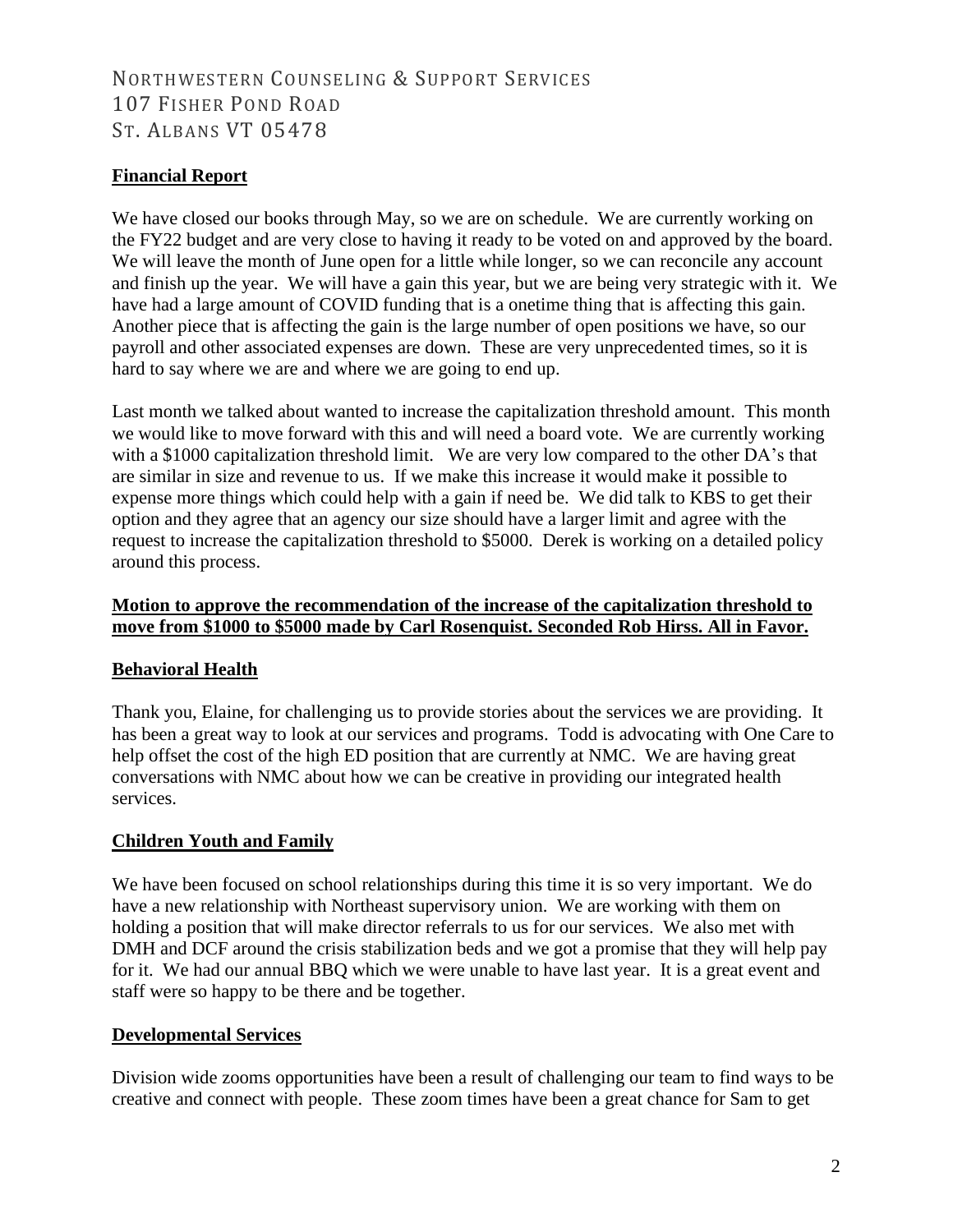NORTHWESTERN COUNSELING & SUPPORT SERVICES
107 FISHER POND ROAD
ST. ALBANS VT 05478

## Financial Report

We have closed our books through May, so we are on schedule. We are currently working on the FY22 budget and are very close to having it ready to be voted on and approved by the board. We will leave the month of June open for a little while longer, so we can reconcile any account and finish up the year. We will have a gain this year, but we are being very strategic with it. We have had a large amount of COVID funding that is a onetime thing that is affecting this gain. Another piece that is affecting the gain is the large number of open positions we have, so our payroll and other associated expenses are down. These are very unprecedented times, so it is hard to say where we are and where we are going to end up.

Last month we talked about wanted to increase the capitalization threshold amount. This month we would like to move forward with this and will need a board vote. We are currently working with a $1000 capitalization threshold limit. We are very low compared to the other DA's that are similar in size and revenue to us. If we make this increase it would make it possible to expense more things which could help with a gain if need be. We did talk to KBS to get their option and they agree that an agency our size should have a larger limit and agree with the request to increase the capitalization threshold to $5000. Derek is working on a detailed policy around this process.

**Motion to approve the recommendation of the increase of the capitalization threshold to move from $1000 to $5000 made by Carl Rosenquist. Seconded Rob Hirss. All in Favor.**

## Behavioral Health

Thank you, Elaine, for challenging us to provide stories about the services we are providing. It has been a great way to look at our services and programs. Todd is advocating with One Care to help offset the cost of the high ED position that are currently at NMC. We are having great conversations with NMC about how we can be creative in providing our integrated health services.

## Children Youth and Family

We have been focused on school relationships during this time it is so very important. We do have a new relationship with Northeast supervisory union. We are working with them on holding a position that will make director referrals to us for our services. We also met with DMH and DCF around the crisis stabilization beds and we got a promise that they will help pay for it. We had our annual BBQ which we were unable to have last year. It is a great event and staff were so happy to be there and be together.

## Developmental Services

Division wide zooms opportunities have been a result of challenging our team to find ways to be creative and connect with people. These zoom times have been a great chance for Sam to get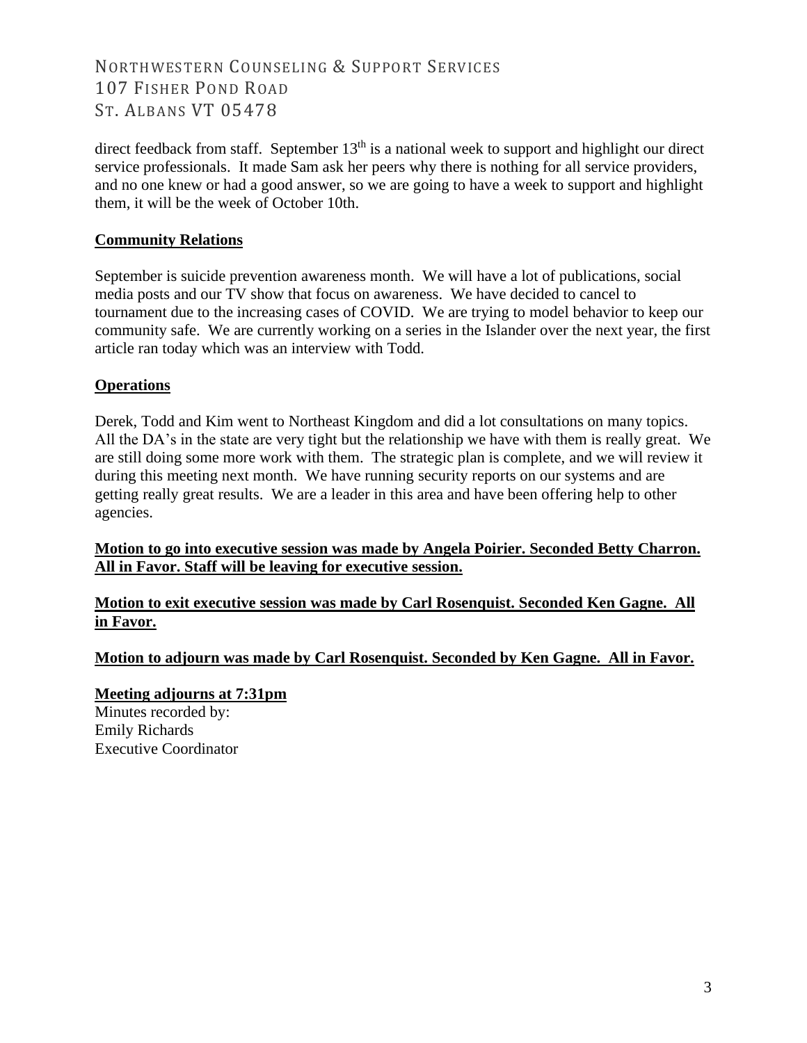direct feedback from staff. September 13th is a national week to support and highlight our direct service professionals. It made Sam ask her peers why there is nothing for all service providers, and no one knew or had a good answer, so we are going to have a week to support and highlight them, it will be the week of October 10th.

**Community Relations**

September is suicide prevention awareness month. We will have a lot of publications, social media posts and our TV show that focus on awareness. We have decided to cancel to tournament due to the increasing cases of COVID. We are trying to model behavior to keep our community safe. We are currently working on a series in the Islander over the next year, the first article ran today which was an interview with Todd.

**Operations**

Derek, Todd and Kim went to Northeast Kingdom and did a lot consultations on many topics. All the DA's in the state are very tight but the relationship we have with them is really great. We are still doing some more work with them. The strategic plan is complete, and we will review it during this meeting next month. We have running security reports on our systems and are getting really great results. We are a leader in this area and have been offering help to other agencies.

**Motion to go into executive session was made by Angela Poirier. Seconded Betty Charron. All in Favor. Staff will be leaving for executive session.**

**Motion to exit executive session was made by Carl Rosenquist. Seconded Ken Gagne. All in Favor.**

**Motion to adjourn was made by Carl Rosenquist. Seconded by Ken Gagne. All in Favor.**

**Meeting adjourns at 7:31pm**

Minutes recorded by:
Emily Richards
Executive Coordinator